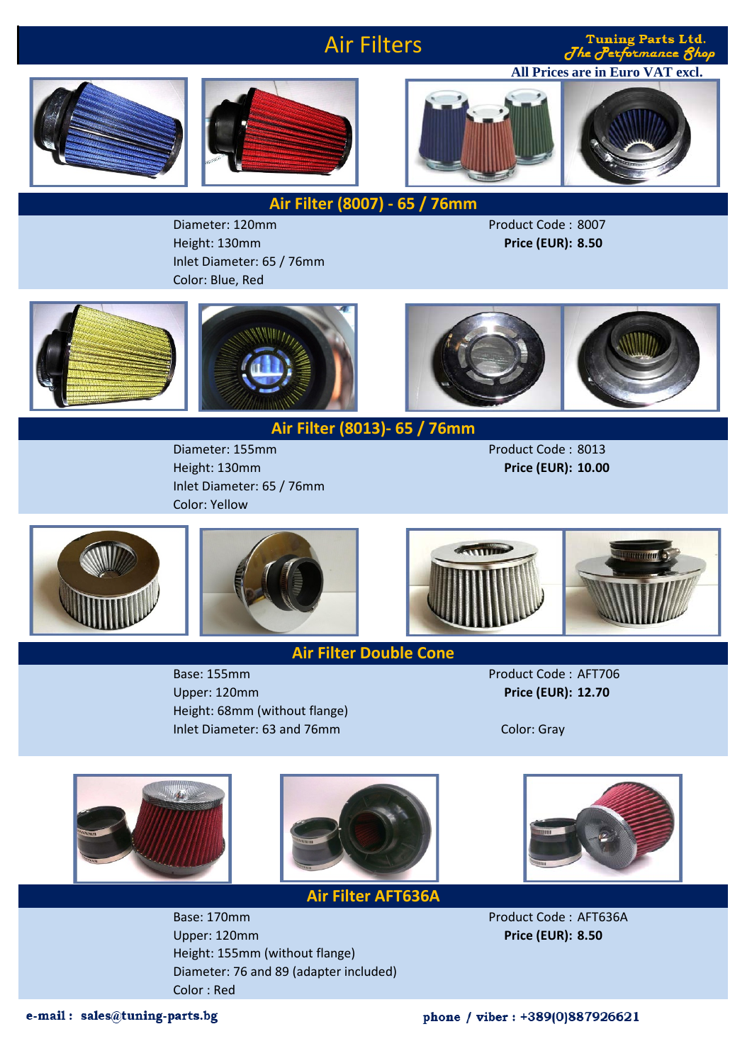# Air Filters

**Tuning Parts Ltd.**
*The Performance Shop*

**All Prices are in Euro VAT excl.**

## Air Filter (8007) - 65 / 76mm

Diameter: 120mm
Height: 130mm
Inlet Diameter: 65 / 76mm
Color: Blue, Red

Product Code : 8007
**Price (EUR): 8.50**

## Air Filter (8013)- 65 / 76mm

Diameter: 155mm
Height: 130mm
Inlet Diameter: 65 / 76mm
Color: Yellow

Product Code : 8013
**Price (EUR): 10.00**

## Air Filter Double Cone

Base: 155mm
Upper: 120mm
Height: 68mm (without flange)
Inlet Diameter: 63 and 76mm

Product Code : AFT706
**Price (EUR): 12.70**
Color: Gray

## Air Filter AFT636A

Base: 170mm
Upper: 120mm
Height: 155mm (without flange)
Diameter: 76 and 89 (adapter included)
Color : Red

Product Code : AFT636A
**Price (EUR): 8.50**

**e-mail : sales@tuning-parts.bg**

**phone / viber : +389(0)887926621**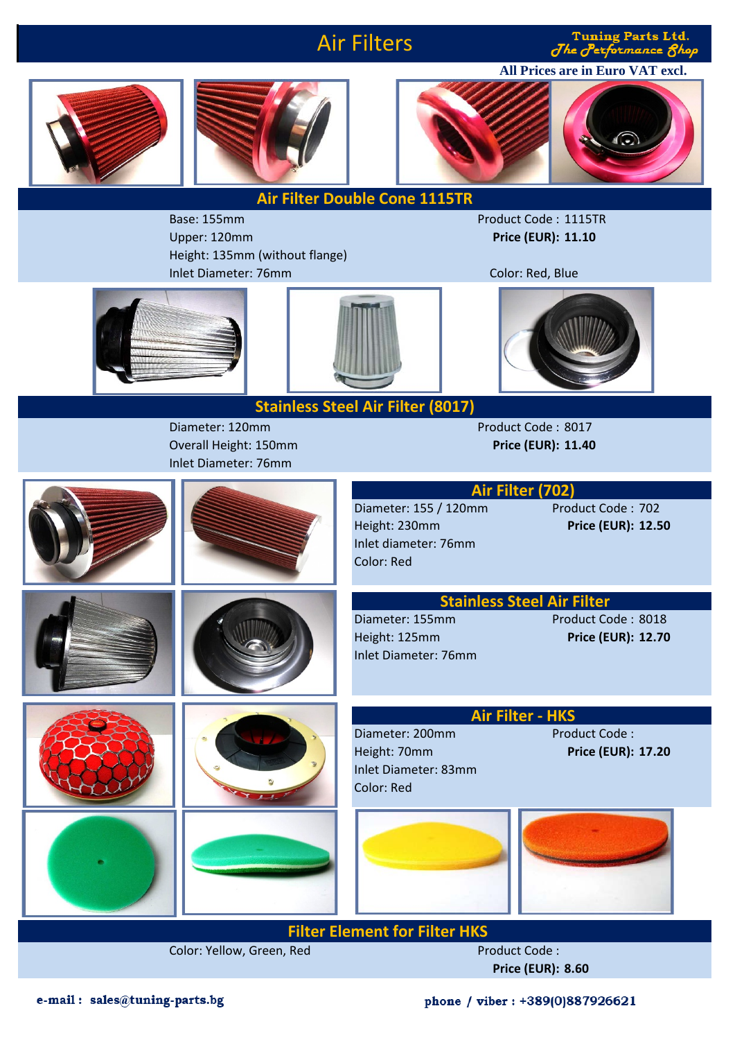# Air Filters

Tuning Parts Ltd.
*The Performance Shop*

**All Prices are in Euro VAT excl.**

## Air Filter Double Cone 1115TR

Base: 155mm
Upper: 120mm
Height: 135mm (without flange)
Inlet Diameter: 76mm

Product Code : 1115TR
**Price (EUR): 11.10**
Color: Red, Blue

## Stainless Steel Air Filter (8017)

Diameter: 120mm
Overall Height: 150mm
Inlet Diameter: 76mm

Product Code : 8017
**Price (EUR): 11.40**

## Air Filter (702)

Diameter: 155 / 120mm
Height: 230mm
Inlet diameter: 76mm
Color: Red

Product Code : 702
**Price (EUR): 12.50**

## Stainless Steel Air Filter

Diameter: 155mm
Height: 125mm
Inlet Diameter: 76mm

Product Code : 8018
**Price (EUR): 12.70**

## Air Filter - HKS

Diameter: 200mm
Height: 70mm
Inlet Diameter: 83mm
Color: Red

Product Code :
**Price (EUR): 17.20**

## Filter Element for Filter HKS

Color: Yellow, Green, Red

Product Code :
**Price (EUR): 8.60**

e-mail : sales@tuning-parts.bg

phone / viber : +389(0)887926621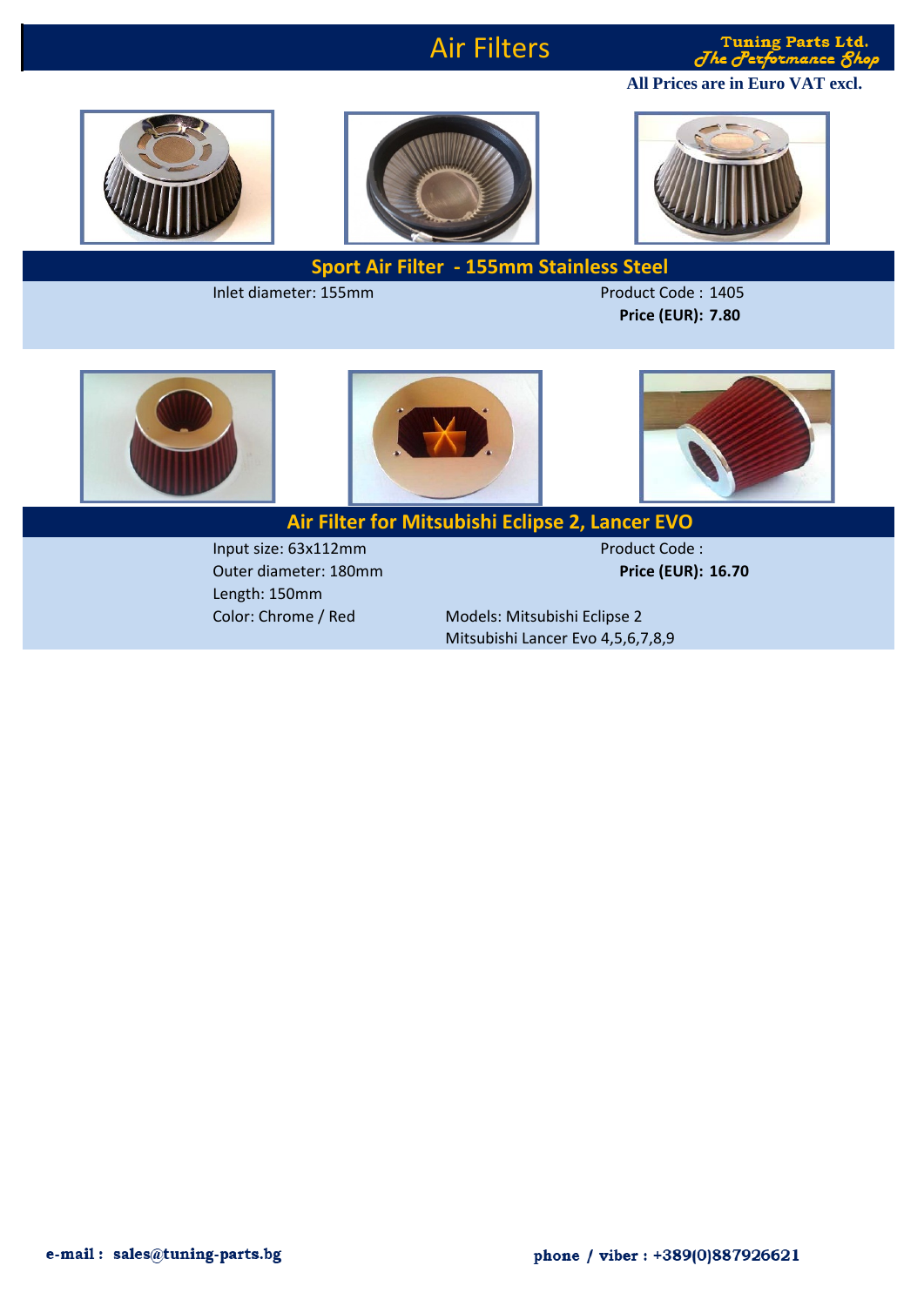# Air Filters

**Tuning Parts Ltd.**
*The Performance Shop*

**All Prices are in Euro VAT excl.**

## Sport Air Filter - 155mm Stainless Steel

Inlet diameter: 155mm

Product Code : 1405

**Price (EUR): 7.80**

## Air Filter for Mitsubishi Eclipse 2, Lancer EVO

Input size: 63x112mm
Outer diameter: 180mm
Length: 150mm
Color: Chrome / Red

Product Code :

**Price (EUR): 16.70**

Models: Mitsubishi Eclipse 2
Mitsubishi Lancer Evo 4,5,6,7,8,9

e-mail : sales@tuning-parts.bg

phone / viber : +389(0)887926621